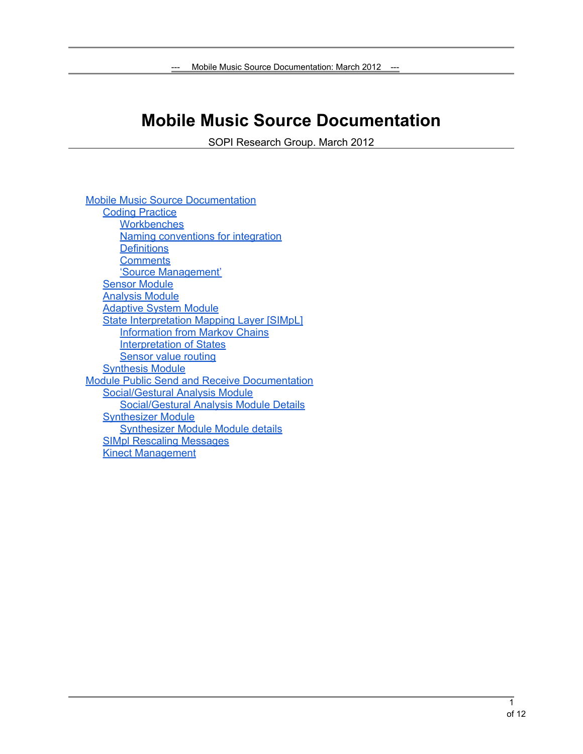# Mobile Music Source Documentation

SOPI Research Group. March 2012

- Mobile Music Source Documentation
  - Coding Practice
    - Workbenches
    - Naming conventions for integration
    - Definitions
    - Comments
    - 'Source Management'
  - Sensor Module
  - Analysis Module
  - Adaptive System Module
  - State Interpretation Mapping Layer [SIMpL]
    - Information from Markov Chains
    - Interpretation of States
    - Sensor value routing
  - Synthesis Module
- Module Public Send and Receive Documentation
  - Social/Gestural Analysis Module
    - Social/Gestural Analysis Module Details
  - Synthesizer Module
    - Synthesizer Module Module details
  - SIMpl Rescaling Messages
  - Kinect Management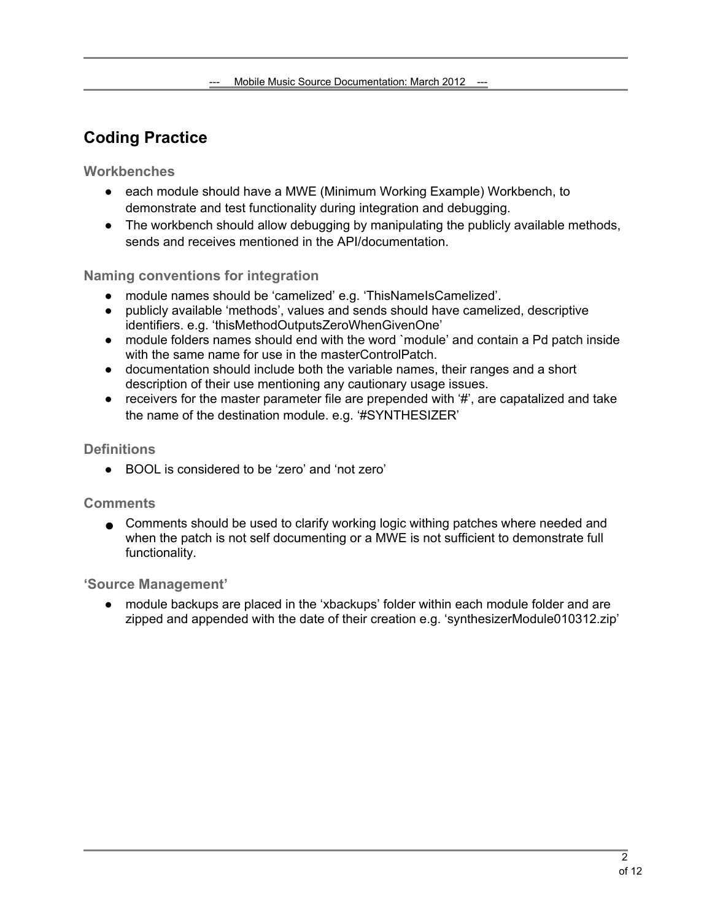## Coding Practice

### Workbenches

- each module should have a MWE (Minimum Working Example) Workbench, to demonstrate and test functionality during integration and debugging.
- The workbench should allow debugging by manipulating the publicly available methods, sends and receives mentioned in the API/documentation.

### Naming conventions for integration

- module names should be 'camelized' e.g. 'ThisNameIsCamelized'.
- publicly available 'methods', values and sends should have camelized, descriptive identifiers. e.g. 'thisMethodOutputsZeroWhenGivenOne'
- module folders names should end with the word `module' and contain a Pd patch inside with the same name for use in the masterControlPatch.
- documentation should include both the variable names, their ranges and a short description of their use mentioning any cautionary usage issues.
- receivers for the master parameter file are prepended with '#', are capatalized and take the name of the destination module. e.g. '#SYNTHESIZER'

### Definitions

- BOOL is considered to be 'zero' and 'not zero'

### Comments

- Comments should be used to clarify working logic withing patches where needed and when the patch is not self documenting or a MWE is not sufficient to demonstrate full functionality.

### 'Source Management'

- module backups are placed in the 'xbackups' folder within each module folder and are zipped and appended with the date of their creation e.g. 'synthesizerModule010312.zip'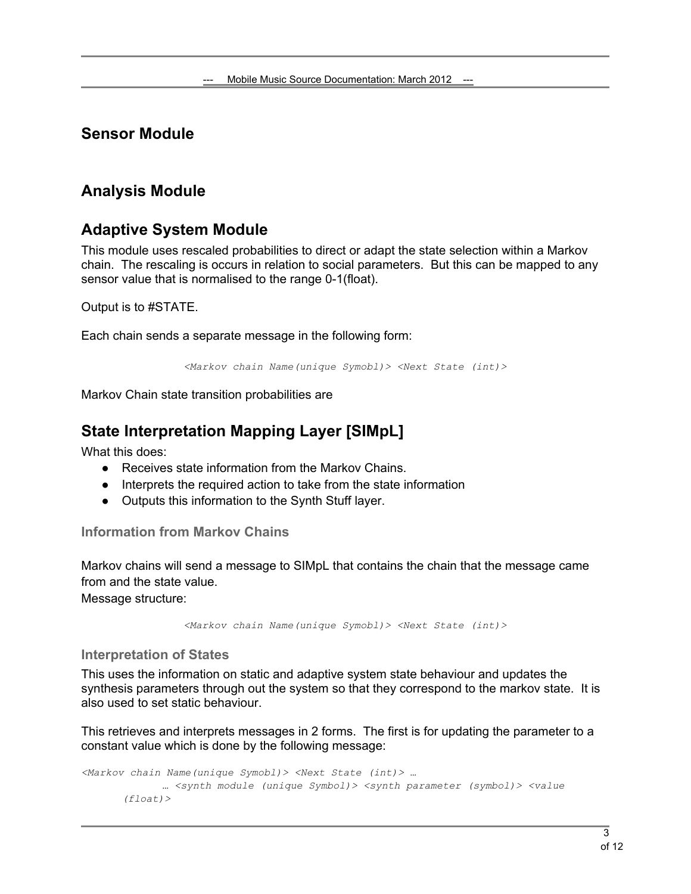## Sensor Module

## Analysis Module

## Adaptive System Module

This module uses rescaled probabilities to direct or adapt the state selection within a Markov chain. The rescaling is occurs in relation to social parameters. But this can be mapped to any sensor value that is normalised to the range 0-1(float).

Output is to #STATE.

Each chain sends a separate message in the following form:

```
<Markov chain Name(unique Symobl)> <Next State (int)>
```

Markov Chain state transition probabilities are

## State Interpretation Mapping Layer [SIMpL]

What this does:

- Receives state information from the Markov Chains.
- Interprets the required action to take from the state information
- Outputs this information to the Synth Stuff layer.

### Information from Markov Chains

Markov chains will send a message to SIMpL that contains the chain that the message came from and the state value.
Message structure:

```
<Markov chain Name(unique Symobl)> <Next State (int)>
```

### Interpretation of States

This uses the information on static and adaptive system state behaviour and updates the synthesis parameters through out the system so that they correspond to the markov state. It is also used to set static behaviour.

This retrieves and interprets messages in 2 forms. The first is for updating the parameter to a constant value which is done by the following message:

```
<Markov chain Name(unique Symobl)> <Next State (int)> …
          … <synth module (unique Symbol)> <synth parameter (symbol)> <value
    (float)>
```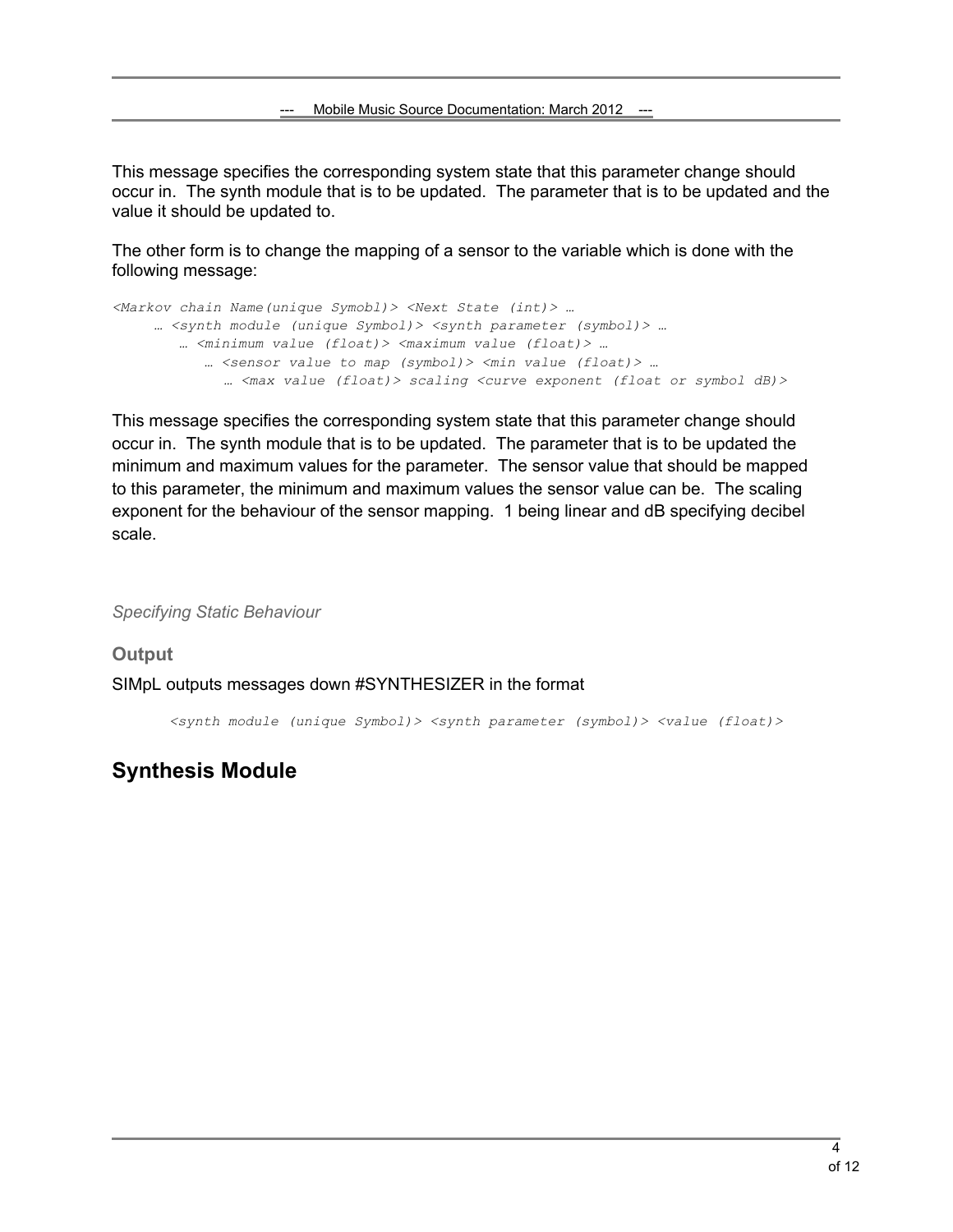This message specifies the corresponding system state that this parameter change should occur in. The synth module that is to be updated. The parameter that is to be updated and the value it should be updated to.

The other form is to change the mapping of a sensor to the variable which is done with the following message:

```
<Markov chain Name(unique Symobl)> <Next State (int)> …
     … <synth module (unique Symbol)> <synth parameter (symbol)> …
        … <minimum value (float)> <maximum value (float)> …
           … <sensor value to map (symbol)> <min value (float)> …
              … <max value (float)> scaling <curve exponent (float or symbol dB)>
```

This message specifies the corresponding system state that this parameter change should occur in. The synth module that is to be updated. The parameter that is to be updated the minimum and maximum values for the parameter. The sensor value that should be mapped to this parameter, the minimum and maximum values the sensor value can be. The scaling exponent for the behaviour of the sensor mapping. 1 being linear and dB specifying decibel scale.

*Specifying Static Behaviour*

### Output

SIMpL outputs messages down #SYNTHESIZER in the format

```
<synth module (unique Symbol)> <synth parameter (symbol)> <value (float)>
```

## Synthesis Module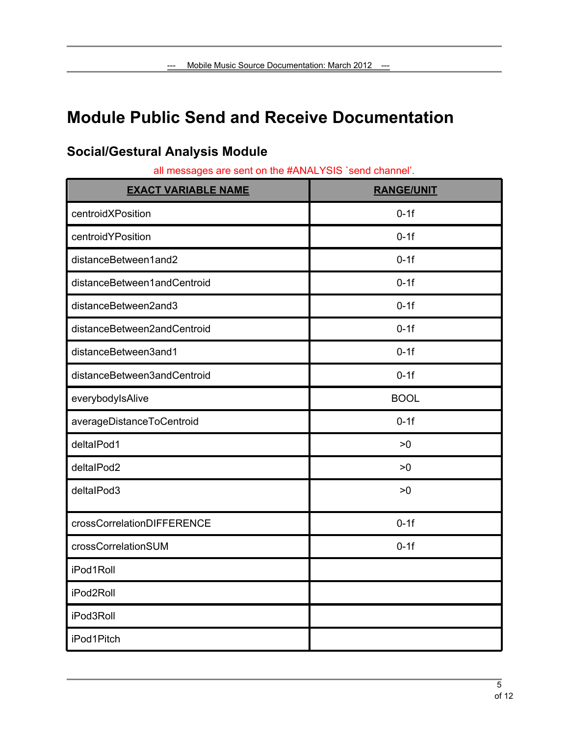# Module Public Send and Receive Documentation

## Social/Gestural Analysis Module

all messages are sent on the #ANALYSIS `send channel'.

| EXACT VARIABLE NAME | RANGE/UNIT |
|---|---|
| centroidXPosition | 0-1f |
| centroidYPosition | 0-1f |
| distanceBetween1and2 | 0-1f |
| distanceBetween1andCentroid | 0-1f |
| distanceBetween2and3 | 0-1f |
| distanceBetween2andCentroid | 0-1f |
| distanceBetween3and1 | 0-1f |
| distanceBetween3andCentroid | 0-1f |
| everybodyIsAlive | BOOL |
| averageDistanceToCentroid | 0-1f |
| deltaIPod1 | >0 |
| deltaIPod2 | >0 |
| deltaIPod3 | >0 |
| crossCorrelationDIFFERENCE | 0-1f |
| crossCorrelationSUM | 0-1f |
| iPod1Roll | |
| iPod2Roll | |
| iPod3Roll | |
| iPod1Pitch | |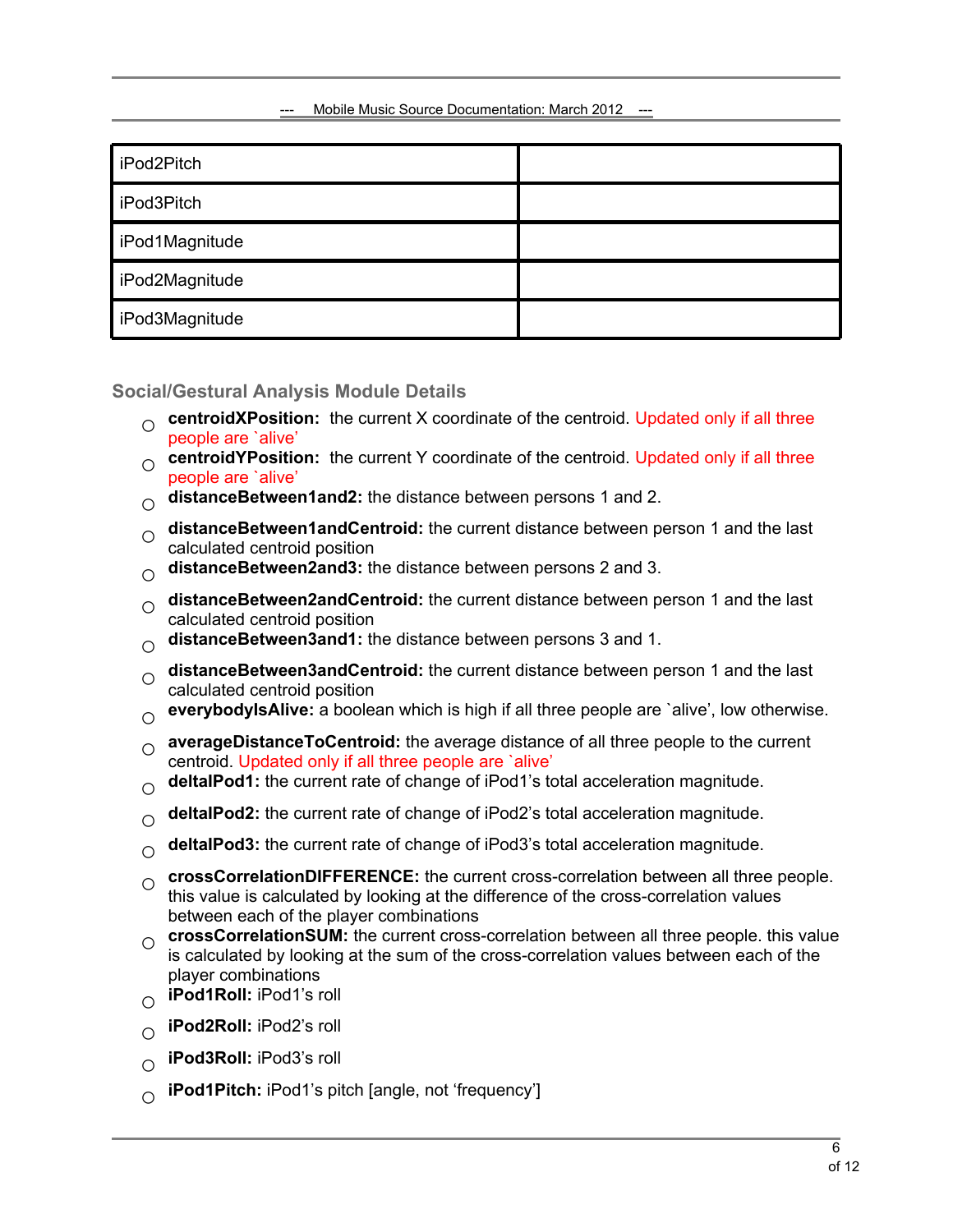| | |
|---|---|
| iPod2Pitch | |
| iPod3Pitch | |
| iPod1Magnitude | |
| iPod2Magnitude | |
| iPod3Magnitude | |

### Social/Gestural Analysis Module Details

- **centroidXPosition:** the current X coordinate of the centroid. Updated only if all three people are `alive'
- **centroidYPosition:** the current Y coordinate of the centroid. Updated only if all three people are `alive'
- **distanceBetween1and2:** the distance between persons 1 and 2.
- **distanceBetween1andCentroid:** the current distance between person 1 and the last calculated centroid position
- **distanceBetween2and3:** the distance between persons 2 and 3.
- **distanceBetween2andCentroid:** the current distance between person 1 and the last calculated centroid position
- **distanceBetween3and1:** the distance between persons 3 and 1.
- **distanceBetween3andCentroid:** the current distance between person 1 and the last calculated centroid position
- **everybodyIsAlive:** a boolean which is high if all three people are `alive', low otherwise.
- **averageDistanceToCentroid:** the average distance of all three people to the current centroid. Updated only if all three people are `alive'
- **deltaIPod1:** the current rate of change of iPod1's total acceleration magnitude.
- **deltaIPod2:** the current rate of change of iPod2's total acceleration magnitude.
- **deltaIPod3:** the current rate of change of iPod3's total acceleration magnitude.
- **crossCorrelationDIFFERENCE:** the current cross-correlation between all three people. this value is calculated by looking at the difference of the cross-correlation values between each of the player combinations
- **crossCorrelationSUM:** the current cross-correlation between all three people. this value is calculated by looking at the sum of the cross-correlation values between each of the player combinations
- **iPod1Roll:** iPod1's roll
- **iPod2Roll:** iPod2's roll
- **iPod3Roll:** iPod3's roll
- **iPod1Pitch:** iPod1's pitch [angle, not 'frequency']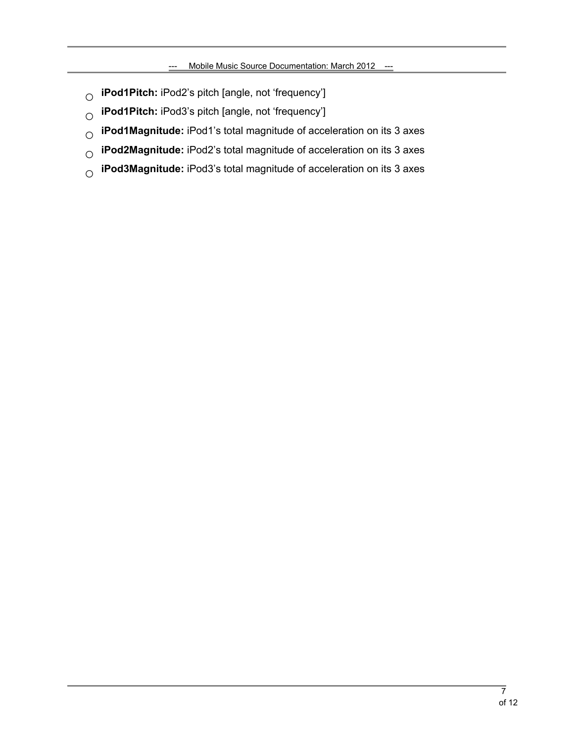- **iPod1Pitch:** iPod2's pitch [angle, not 'frequency']
- **iPod1Pitch:** iPod3's pitch [angle, not 'frequency']
- **iPod1Magnitude:** iPod1's total magnitude of acceleration on its 3 axes
- **iPod2Magnitude:** iPod2's total magnitude of acceleration on its 3 axes
- **iPod3Magnitude:** iPod3's total magnitude of acceleration on its 3 axes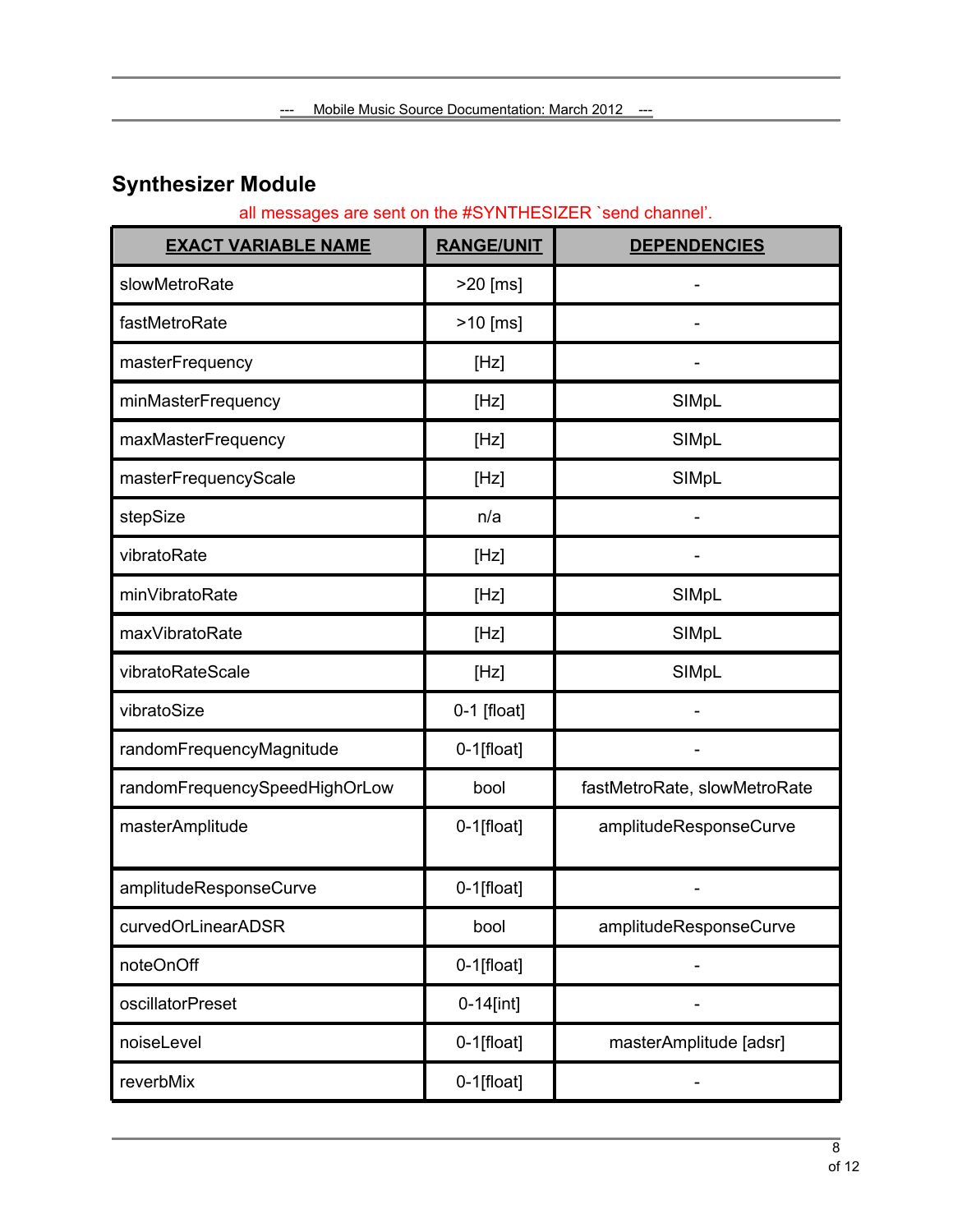## Synthesizer Module

all messages are sent on the #SYNTHESIZER `send channel'.

| EXACT VARIABLE NAME | RANGE/UNIT | DEPENDENCIES |
|---|---|---|
| slowMetroRate | >20 [ms] | - |
| fastMetroRate | >10 [ms] | - |
| masterFrequency | [Hz] | - |
| minMasterFrequency | [Hz] | SIMpL |
| maxMasterFrequency | [Hz] | SIMpL |
| masterFrequencyScale | [Hz] | SIMpL |
| stepSize | n/a | - |
| vibratoRate | [Hz] | - |
| minVibratoRate | [Hz] | SIMpL |
| maxVibratoRate | [Hz] | SIMpL |
| vibratoRateScale | [Hz] | SIMpL |
| vibratoSize | 0-1 [float] | - |
| randomFrequencyMagnitude | 0-1[float] | - |
| randomFrequencySpeedHighOrLow | bool | fastMetroRate, slowMetroRate |
| masterAmplitude | 0-1[float] | amplitudeResponseCurve |
| amplitudeResponseCurve | 0-1[float] | - |
| curvedOrLinearADSR | bool | amplitudeResponseCurve |
| noteOnOff | 0-1[float] | - |
| oscillatorPreset | 0-14[int] | - |
| noiseLevel | 0-1[float] | masterAmplitude [adsr] |
| reverbMix | 0-1[float] | - |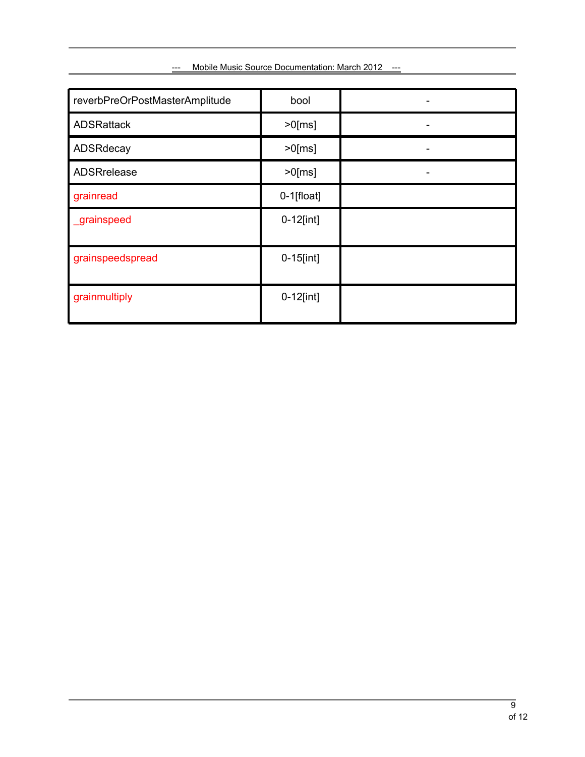| reverbPreOrPostMasterAmplitude | bool | - |
| --- | --- | --- |
| ADSRattack | >0[ms] | - |
| ADSRdecay | >0[ms] | - |
| ADSRrelease | >0[ms] | - |
| grainread | 0-1[float] | |
| _grainspeed | 0-12[int] | |
| grainspeedspread | 0-15[int] | |
| grainmultiply | 0-12[int] | |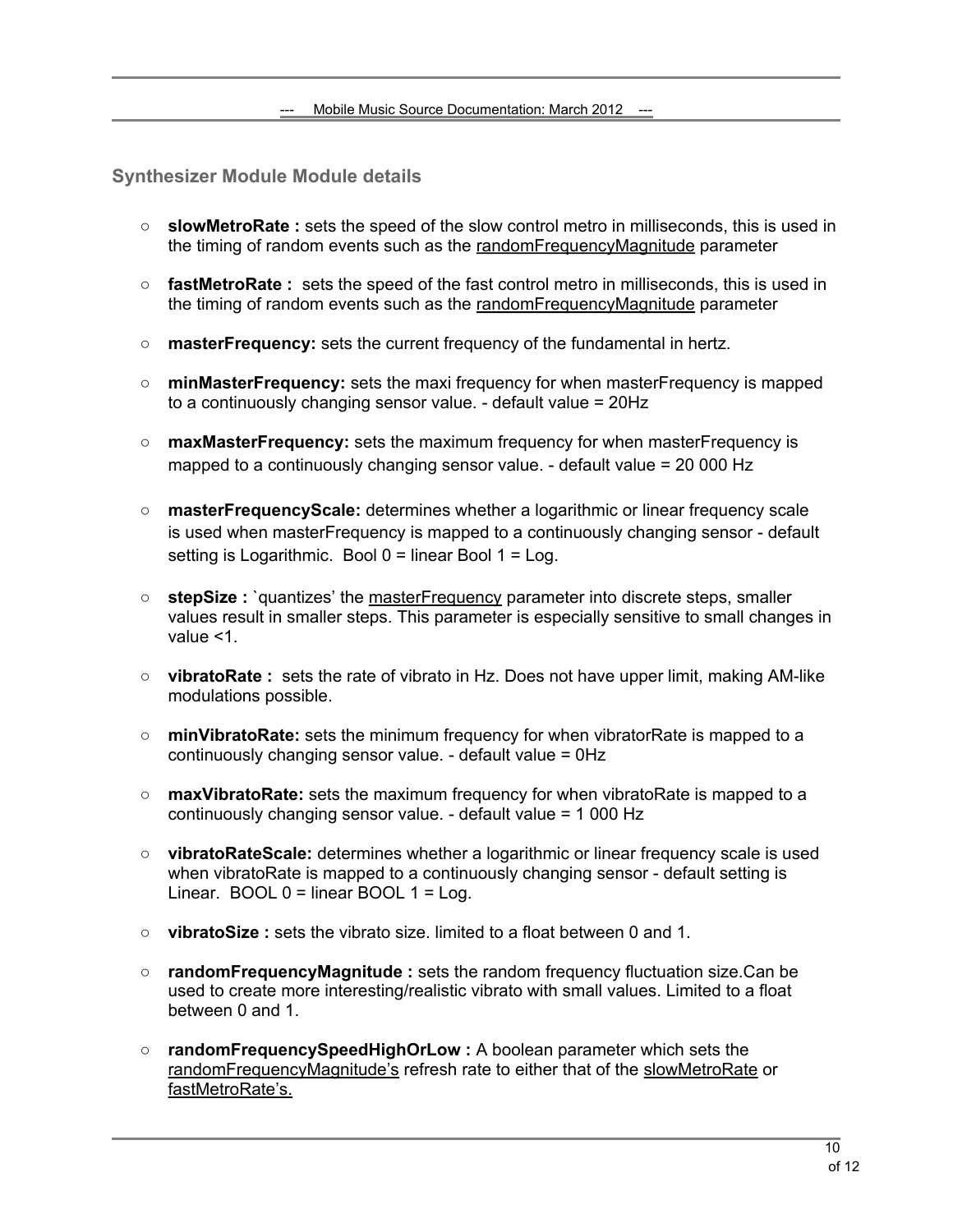## Synthesizer Module Module details

- **slowMetroRate :** sets the speed of the slow control metro in milliseconds, this is used in the timing of random events such as the randomFrequencyMagnitude parameter
- **fastMetroRate :** sets the speed of the fast control metro in milliseconds, this is used in the timing of random events such as the randomFrequencyMagnitude parameter
- **masterFrequency:** sets the current frequency of the fundamental in hertz.
- **minMasterFrequency:** sets the maxi frequency for when masterFrequency is mapped to a continuously changing sensor value. - default value = 20Hz
- **maxMasterFrequency:** sets the maximum frequency for when masterFrequency is mapped to a continuously changing sensor value. - default value = 20 000 Hz
- **masterFrequencyScale:** determines whether a logarithmic or linear frequency scale is used when masterFrequency is mapped to a continuously changing sensor - default setting is Logarithmic. Bool 0 = linear Bool 1 = Log.
- **stepSize :** `quantizes' the masterFrequency parameter into discrete steps, smaller values result in smaller steps. This parameter is especially sensitive to small changes in value <1.
- **vibratoRate :** sets the rate of vibrato in Hz. Does not have upper limit, making AM-like modulations possible.
- **minVibratoRate:** sets the minimum frequency for when vibratorRate is mapped to a continuously changing sensor value. - default value = 0Hz
- **maxVibratoRate:** sets the maximum frequency for when vibratoRate is mapped to a continuously changing sensor value. - default value = 1 000 Hz
- **vibratoRateScale:** determines whether a logarithmic or linear frequency scale is used when vibratoRate is mapped to a continuously changing sensor - default setting is Linear. BOOL 0 = linear BOOL 1 = Log.
- **vibratoSize :** sets the vibrato size. limited to a float between 0 and 1.
- **randomFrequencyMagnitude :** sets the random frequency fluctuation size.Can be used to create more interesting/realistic vibrato with small values. Limited to a float between 0 and 1.
- **randomFrequencySpeedHighOrLow :** A boolean parameter which sets the randomFrequencyMagnitude's refresh rate to either that of the slowMetroRate or fastMetroRate's.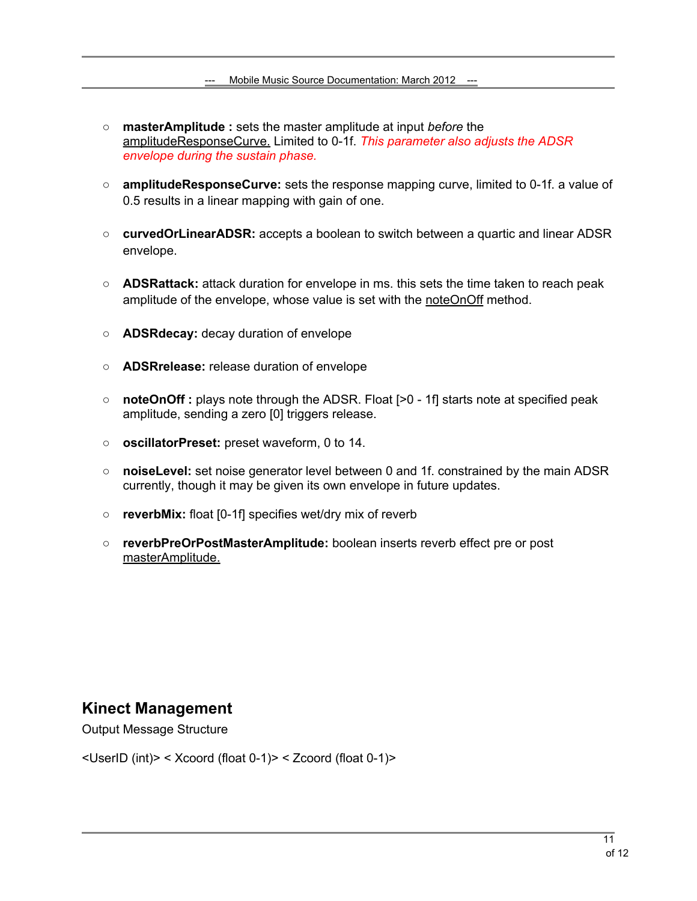- **masterAmplitude :** sets the master amplitude at input *before* the amplitudeResponseCurve. Limited to 0-1f. *This parameter also adjusts the ADSR envelope during the sustain phase.*

- **amplitudeResponseCurve:** sets the response mapping curve, limited to 0-1f. a value of 0.5 results in a linear mapping with gain of one.

- **curvedOrLinearADSR:** accepts a boolean to switch between a quartic and linear ADSR envelope.

- **ADSRattack:** attack duration for envelope in ms. this sets the time taken to reach peak amplitude of the envelope, whose value is set with the noteOnOff method.

- **ADSRdecay:** decay duration of envelope

- **ADSRrelease:** release duration of envelope

- **noteOnOff :** plays note through the ADSR. Float [>0 - 1f] starts note at specified peak amplitude, sending a zero [0] triggers release.

- **oscillatorPreset:** preset waveform, 0 to 14.

- **noiseLevel:** set noise generator level between 0 and 1f. constrained by the main ADSR currently, though it may be given its own envelope in future updates.

- **reverbMix:** float [0-1f] specifies wet/dry mix of reverb

- **reverbPreOrPostMasterAmplitude:** boolean inserts reverb effect pre or post masterAmplitude.

## Kinect Management

Output Message Structure

<UserID (int)> < Xcoord (float 0-1)> < Zcoord (float 0-1)>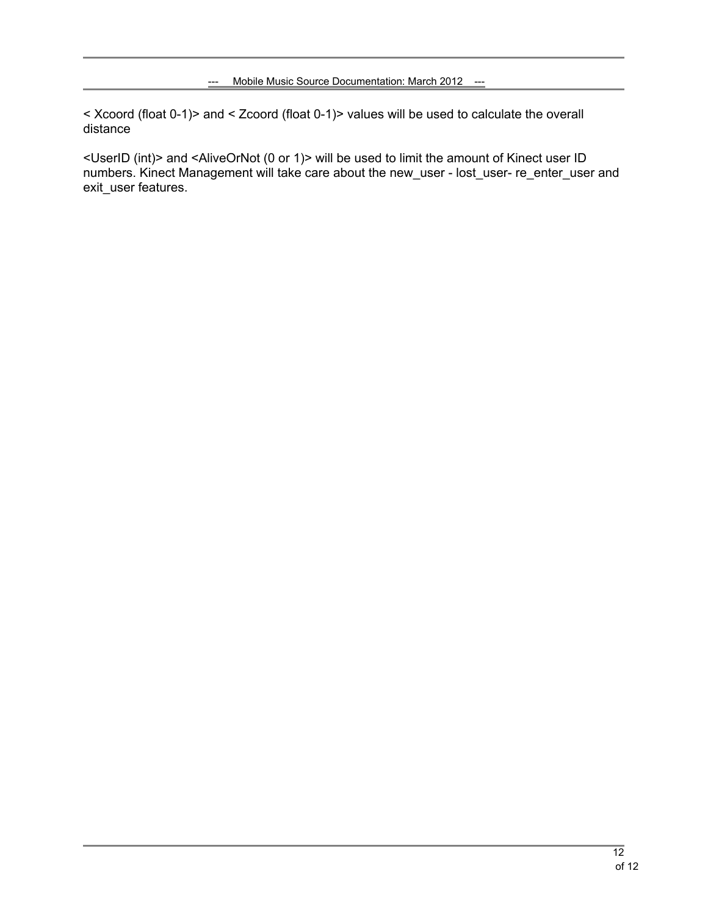< Xcoord (float 0-1)> and < Zcoord (float 0-1)> values will be used to calculate the overall distance

<UserID (int)> and <AliveOrNot (0 or 1)> will be used to limit the amount of Kinect user ID numbers. Kinect Management will take care about the new_user - lost_user- re_enter_user and exit_user features.